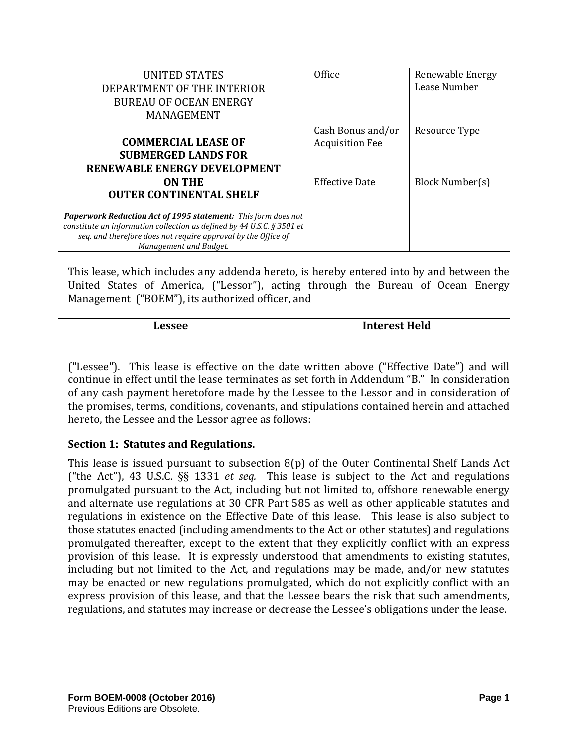| UNITED STATES<br>DEPARTMENT OF THE INTERIOR<br>BUREAU OF OCEAN ENERGY MANAGEMENT<br><br>**COMMERCIAL LEASE OF SUBMERGED LANDS FOR RENEWABLE ENERGY DEVELOPMENT ON THE OUTER CONTINENTAL SHELF**<br><br>***Paperwork Reduction Act of 1995 statement:*** *This form does not constitute an information collection as defined by 44 U.S.C. § 3501 et seq. and therefore does not require approval by the Office of Management and Budget.* | Office | Renewable Energy Lease Number |
|---|---|---|
| | Cash Bonus and/or Acquisition Fee | Resource Type |
| | Effective Date | Block Number(s) |

This lease, which includes any addenda hereto, is hereby entered into by and between the United States of America, ("Lessor"), acting through the Bureau of Ocean Energy Management ("BOEM"), its authorized officer, and

| Lessee | Interest Held |
|---|---|
| | |

("Lessee"). This lease is effective on the date written above ("Effective Date") and will continue in effect until the lease terminates as set forth in Addendum "B." In consideration of any cash payment heretofore made by the Lessee to the Lessor and in consideration of the promises, terms, conditions, covenants, and stipulations contained herein and attached hereto, the Lessee and the Lessor agree as follows:

## Section 1: Statutes and Regulations.

This lease is issued pursuant to subsection 8(p) of the Outer Continental Shelf Lands Act ("the Act"), 43 U.S.C. §§ 1331 *et seq.* This lease is subject to the Act and regulations promulgated pursuant to the Act, including but not limited to, offshore renewable energy and alternate use regulations at 30 CFR Part 585 as well as other applicable statutes and regulations in existence on the Effective Date of this lease. This lease is also subject to those statutes enacted (including amendments to the Act or other statutes) and regulations promulgated thereafter, except to the extent that they explicitly conflict with an express provision of this lease. It is expressly understood that amendments to existing statutes, including but not limited to the Act, and regulations may be made, and/or new statutes may be enacted or new regulations promulgated, which do not explicitly conflict with an express provision of this lease, and that the Lessee bears the risk that such amendments, regulations, and statutes may increase or decrease the Lessee's obligations under the lease.

**Form BOEM-0008 (October 2016)**
Previous Editions are Obsolete.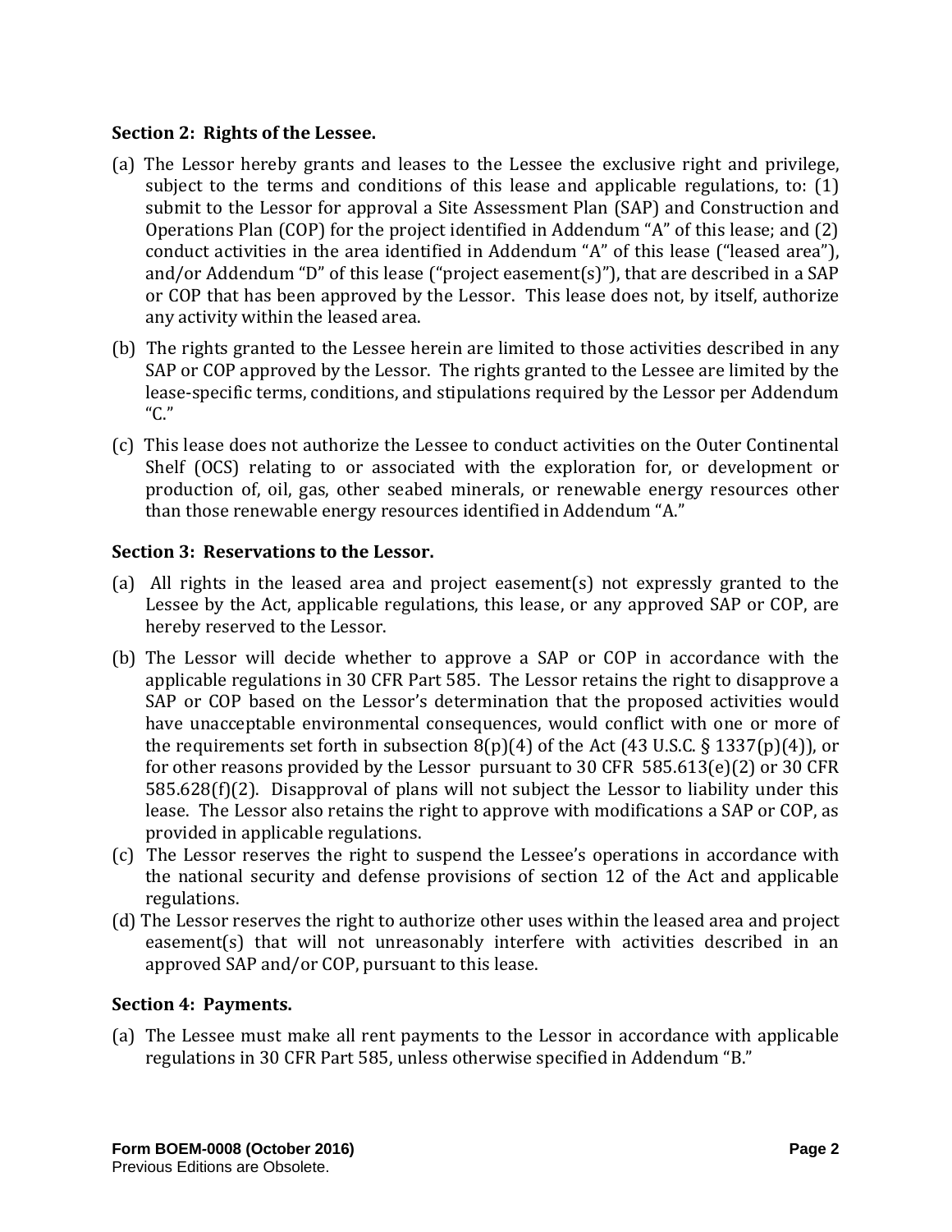**Section 2: Rights of the Lessee.**

(a) The Lessor hereby grants and leases to the Lessee the exclusive right and privilege, subject to the terms and conditions of this lease and applicable regulations, to: (1) submit to the Lessor for approval a Site Assessment Plan (SAP) and Construction and Operations Plan (COP) for the project identified in Addendum "A" of this lease; and (2) conduct activities in the area identified in Addendum "A" of this lease ("leased area"), and/or Addendum "D" of this lease ("project easement(s)"), that are described in a SAP or COP that has been approved by the Lessor. This lease does not, by itself, authorize any activity within the leased area.

(b) The rights granted to the Lessee herein are limited to those activities described in any SAP or COP approved by the Lessor. The rights granted to the Lessee are limited by the lease-specific terms, conditions, and stipulations required by the Lessor per Addendum "C."

(c) This lease does not authorize the Lessee to conduct activities on the Outer Continental Shelf (OCS) relating to or associated with the exploration for, or development or production of, oil, gas, other seabed minerals, or renewable energy resources other than those renewable energy resources identified in Addendum "A."

**Section 3: Reservations to the Lessor.**

(a) All rights in the leased area and project easement(s) not expressly granted to the Lessee by the Act, applicable regulations, this lease, or any approved SAP or COP, are hereby reserved to the Lessor.

(b) The Lessor will decide whether to approve a SAP or COP in accordance with the applicable regulations in 30 CFR Part 585. The Lessor retains the right to disapprove a SAP or COP based on the Lessor's determination that the proposed activities would have unacceptable environmental consequences, would conflict with one or more of the requirements set forth in subsection 8(p)(4) of the Act (43 U.S.C. § 1337(p)(4)), or for other reasons provided by the Lessor pursuant to 30 CFR 585.613(e)(2) or 30 CFR 585.628(f)(2). Disapproval of plans will not subject the Lessor to liability under this lease. The Lessor also retains the right to approve with modifications a SAP or COP, as provided in applicable regulations.

(c) The Lessor reserves the right to suspend the Lessee's operations in accordance with the national security and defense provisions of section 12 of the Act and applicable regulations.

(d) The Lessor reserves the right to authorize other uses within the leased area and project easement(s) that will not unreasonably interfere with activities described in an approved SAP and/or COP, pursuant to this lease.

**Section 4: Payments.**

(a) The Lessee must make all rent payments to the Lessor in accordance with applicable regulations in 30 CFR Part 585, unless otherwise specified in Addendum "B."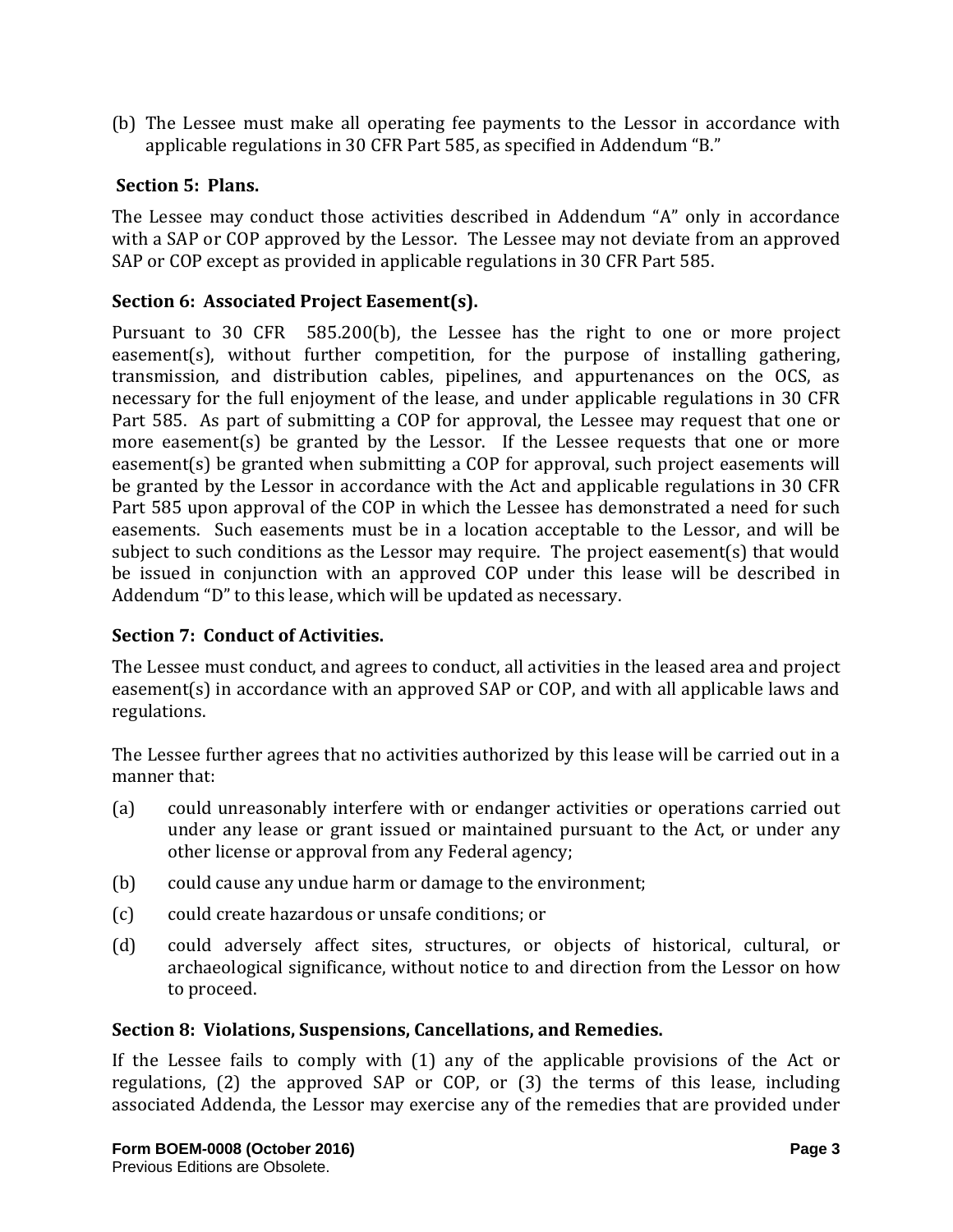(b) The Lessee must make all operating fee payments to the Lessor in accordance with applicable regulations in 30 CFR Part 585, as specified in Addendum "B."

**Section 5: Plans.**

The Lessee may conduct those activities described in Addendum "A" only in accordance with a SAP or COP approved by the Lessor. The Lessee may not deviate from an approved SAP or COP except as provided in applicable regulations in 30 CFR Part 585.

**Section 6: Associated Project Easement(s).**

Pursuant to 30 CFR 585.200(b), the Lessee has the right to one or more project easement(s), without further competition, for the purpose of installing gathering, transmission, and distribution cables, pipelines, and appurtenances on the OCS, as necessary for the full enjoyment of the lease, and under applicable regulations in 30 CFR Part 585. As part of submitting a COP for approval, the Lessee may request that one or more easement(s) be granted by the Lessor. If the Lessee requests that one or more easement(s) be granted when submitting a COP for approval, such project easements will be granted by the Lessor in accordance with the Act and applicable regulations in 30 CFR Part 585 upon approval of the COP in which the Lessee has demonstrated a need for such easements. Such easements must be in a location acceptable to the Lessor, and will be subject to such conditions as the Lessor may require. The project easement(s) that would be issued in conjunction with an approved COP under this lease will be described in Addendum "D" to this lease, which will be updated as necessary.

**Section 7: Conduct of Activities.**

The Lessee must conduct, and agrees to conduct, all activities in the leased area and project easement(s) in accordance with an approved SAP or COP, and with all applicable laws and regulations.

The Lessee further agrees that no activities authorized by this lease will be carried out in a manner that:

(a) could unreasonably interfere with or endanger activities or operations carried out under any lease or grant issued or maintained pursuant to the Act, or under any other license or approval from any Federal agency;

(b) could cause any undue harm or damage to the environment;

(c) could create hazardous or unsafe conditions; or

(d) could adversely affect sites, structures, or objects of historical, cultural, or archaeological significance, without notice to and direction from the Lessor on how to proceed.

**Section 8: Violations, Suspensions, Cancellations, and Remedies.**

If the Lessee fails to comply with (1) any of the applicable provisions of the Act or regulations, (2) the approved SAP or COP, or (3) the terms of this lease, including associated Addenda, the Lessor may exercise any of the remedies that are provided under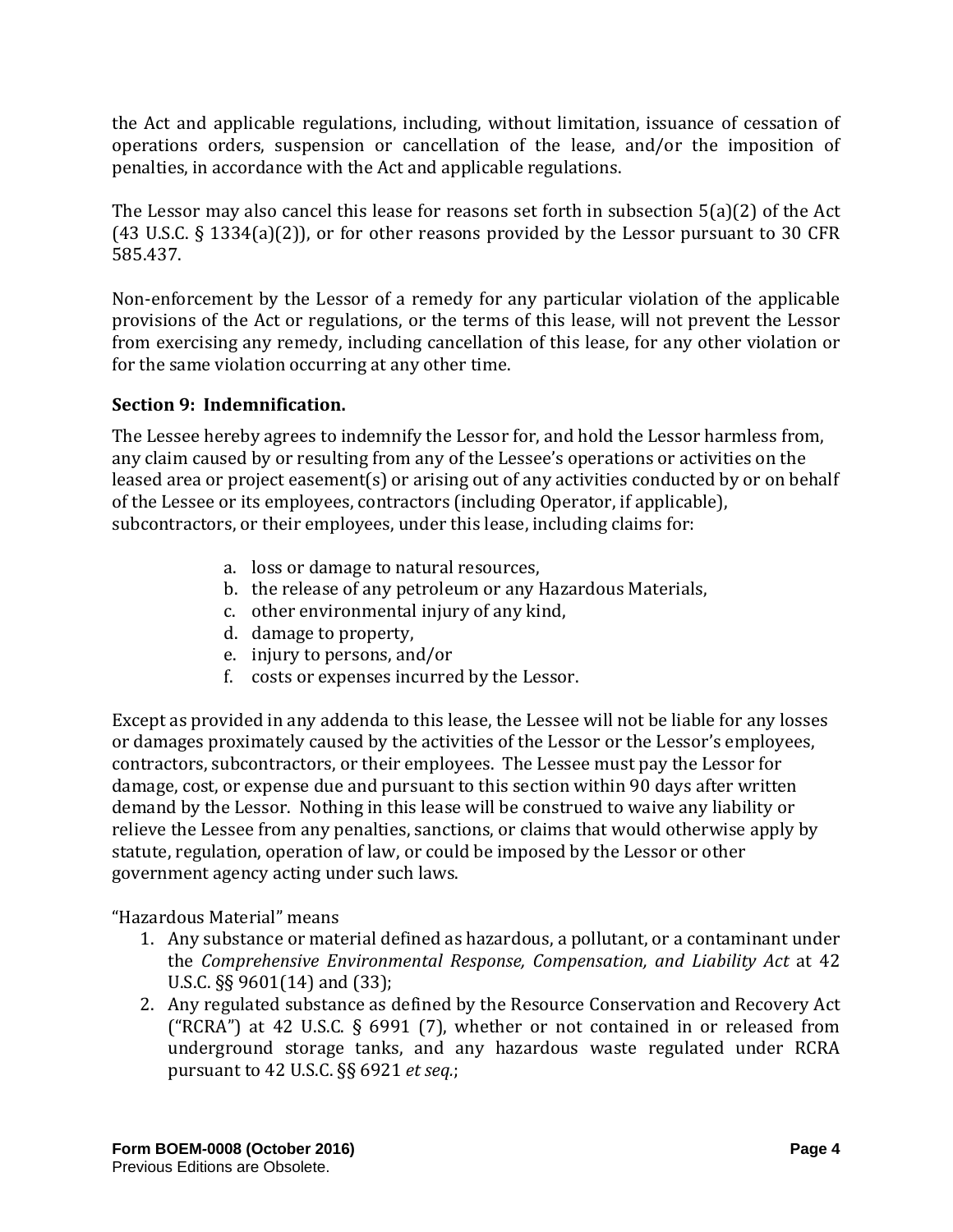the Act and applicable regulations, including, without limitation, issuance of cessation of operations orders, suspension or cancellation of the lease, and/or the imposition of penalties, in accordance with the Act and applicable regulations.

The Lessor may also cancel this lease for reasons set forth in subsection 5(a)(2) of the Act (43 U.S.C. § 1334(a)(2)), or for other reasons provided by the Lessor pursuant to 30 CFR 585.437.

Non-enforcement by the Lessor of a remedy for any particular violation of the applicable provisions of the Act or regulations, or the terms of this lease, will not prevent the Lessor from exercising any remedy, including cancellation of this lease, for any other violation or for the same violation occurring at any other time.

**Section 9: Indemnification.**

The Lessee hereby agrees to indemnify the Lessor for, and hold the Lessor harmless from, any claim caused by or resulting from any of the Lessee's operations or activities on the leased area or project easement(s) or arising out of any activities conducted by or on behalf of the Lessee or its employees, contractors (including Operator, if applicable), subcontractors, or their employees, under this lease, including claims for:

a. loss or damage to natural resources,
b. the release of any petroleum or any Hazardous Materials,
c. other environmental injury of any kind,
d. damage to property,
e. injury to persons, and/or
f. costs or expenses incurred by the Lessor.

Except as provided in any addenda to this lease, the Lessee will not be liable for any losses or damages proximately caused by the activities of the Lessor or the Lessor's employees, contractors, subcontractors, or their employees. The Lessee must pay the Lessor for damage, cost, or expense due and pursuant to this section within 90 days after written demand by the Lessor. Nothing in this lease will be construed to waive any liability or relieve the Lessee from any penalties, sanctions, or claims that would otherwise apply by statute, regulation, operation of law, or could be imposed by the Lessor or other government agency acting under such laws.

"Hazardous Material" means

1. Any substance or material defined as hazardous, a pollutant, or a contaminant under the *Comprehensive Environmental Response, Compensation, and Liability Act* at 42 U.S.C. §§ 9601(14) and (33);
2. Any regulated substance as defined by the Resource Conservation and Recovery Act ("RCRA") at 42 U.S.C. § 6991 (7), whether or not contained in or released from underground storage tanks, and any hazardous waste regulated under RCRA pursuant to 42 U.S.C. §§ 6921 *et seq.*;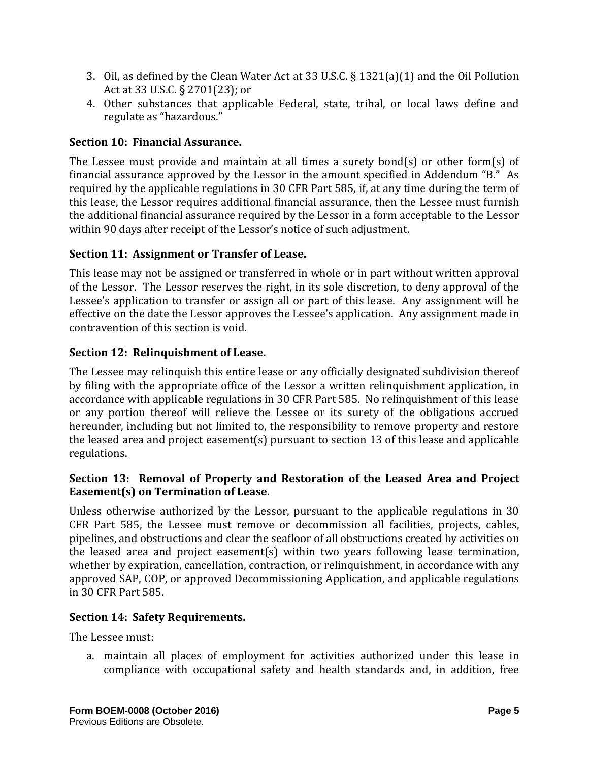3. Oil, as defined by the Clean Water Act at 33 U.S.C. § 1321(a)(1) and the Oil Pollution Act at 33 U.S.C. § 2701(23); or
4. Other substances that applicable Federal, state, tribal, or local laws define and regulate as "hazardous."

**Section 10: Financial Assurance.**

The Lessee must provide and maintain at all times a surety bond(s) or other form(s) of financial assurance approved by the Lessor in the amount specified in Addendum "B." As required by the applicable regulations in 30 CFR Part 585, if, at any time during the term of this lease, the Lessor requires additional financial assurance, then the Lessee must furnish the additional financial assurance required by the Lessor in a form acceptable to the Lessor within 90 days after receipt of the Lessor's notice of such adjustment.

**Section 11: Assignment or Transfer of Lease.**

This lease may not be assigned or transferred in whole or in part without written approval of the Lessor. The Lessor reserves the right, in its sole discretion, to deny approval of the Lessee's application to transfer or assign all or part of this lease. Any assignment will be effective on the date the Lessor approves the Lessee's application. Any assignment made in contravention of this section is void.

**Section 12: Relinquishment of Lease.**

The Lessee may relinquish this entire lease or any officially designated subdivision thereof by filing with the appropriate office of the Lessor a written relinquishment application, in accordance with applicable regulations in 30 CFR Part 585. No relinquishment of this lease or any portion thereof will relieve the Lessee or its surety of the obligations accrued hereunder, including but not limited to, the responsibility to remove property and restore the leased area and project easement(s) pursuant to section 13 of this lease and applicable regulations.

**Section 13: Removal of Property and Restoration of the Leased Area and Project Easement(s) on Termination of Lease.**

Unless otherwise authorized by the Lessor, pursuant to the applicable regulations in 30 CFR Part 585, the Lessee must remove or decommission all facilities, projects, cables, pipelines, and obstructions and clear the seafloor of all obstructions created by activities on the leased area and project easement(s) within two years following lease termination, whether by expiration, cancellation, contraction, or relinquishment, in accordance with any approved SAP, COP, or approved Decommissioning Application, and applicable regulations in 30 CFR Part 585.

**Section 14: Safety Requirements.**

The Lessee must:

a. maintain all places of employment for activities authorized under this lease in compliance with occupational safety and health standards and, in addition, free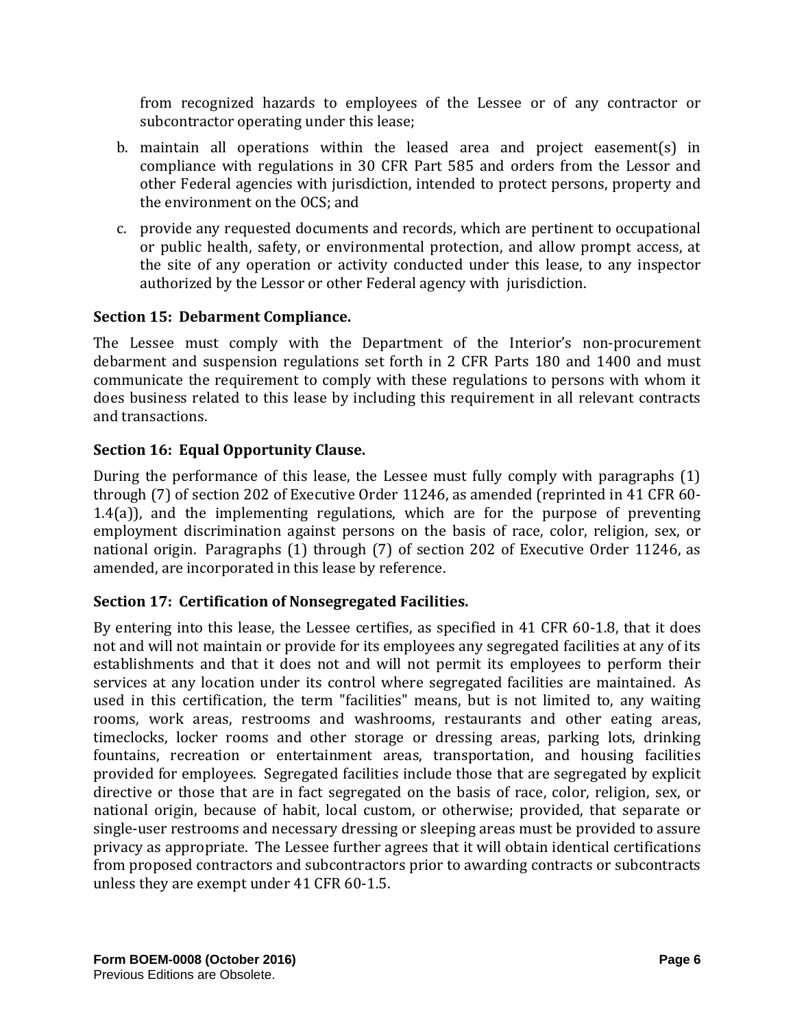from recognized hazards to employees of the Lessee or of any contractor or subcontractor operating under this lease;

b. maintain all operations within the leased area and project easement(s) in compliance with regulations in 30 CFR Part 585 and orders from the Lessor and other Federal agencies with jurisdiction, intended to protect persons, property and the environment on the OCS; and

c. provide any requested documents and records, which are pertinent to occupational or public health, safety, or environmental protection, and allow prompt access, at the site of any operation or activity conducted under this lease, to any inspector authorized by the Lessor or other Federal agency with jurisdiction.

**Section 15: Debarment Compliance.**

The Lessee must comply with the Department of the Interior's non-procurement debarment and suspension regulations set forth in 2 CFR Parts 180 and 1400 and must communicate the requirement to comply with these regulations to persons with whom it does business related to this lease by including this requirement in all relevant contracts and transactions.

**Section 16: Equal Opportunity Clause.**

During the performance of this lease, the Lessee must fully comply with paragraphs (1) through (7) of section 202 of Executive Order 11246, as amended (reprinted in 41 CFR 60-1.4(a)), and the implementing regulations, which are for the purpose of preventing employment discrimination against persons on the basis of race, color, religion, sex, or national origin. Paragraphs (1) through (7) of section 202 of Executive Order 11246, as amended, are incorporated in this lease by reference.

**Section 17: Certification of Nonsegregated Facilities.**

By entering into this lease, the Lessee certifies, as specified in 41 CFR 60-1.8, that it does not and will not maintain or provide for its employees any segregated facilities at any of its establishments and that it does not and will not permit its employees to perform their services at any location under its control where segregated facilities are maintained. As used in this certification, the term "facilities" means, but is not limited to, any waiting rooms, work areas, restrooms and washrooms, restaurants and other eating areas, timeclocks, locker rooms and other storage or dressing areas, parking lots, drinking fountains, recreation or entertainment areas, transportation, and housing facilities provided for employees. Segregated facilities include those that are segregated by explicit directive or those that are in fact segregated on the basis of race, color, religion, sex, or national origin, because of habit, local custom, or otherwise; provided, that separate or single-user restrooms and necessary dressing or sleeping areas must be provided to assure privacy as appropriate. The Lessee further agrees that it will obtain identical certifications from proposed contractors and subcontractors prior to awarding contracts or subcontracts unless they are exempt under 41 CFR 60-1.5.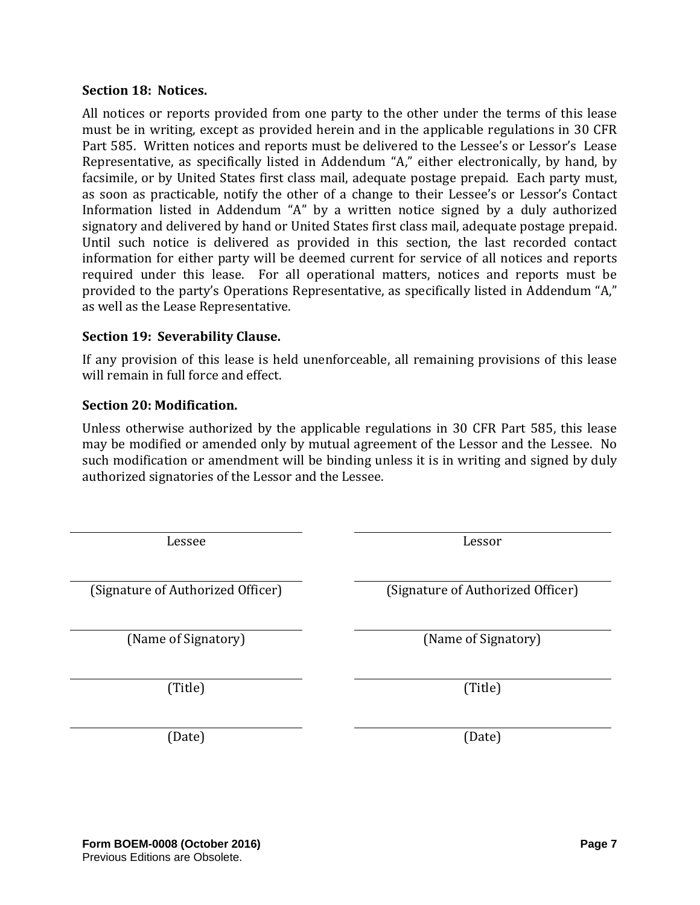**Section 18: Notices.**

All notices or reports provided from one party to the other under the terms of this lease must be in writing, except as provided herein and in the applicable regulations in 30 CFR Part 585. Written notices and reports must be delivered to the Lessee's or Lessor's Lease Representative, as specifically listed in Addendum "A," either electronically, by hand, by facsimile, or by United States first class mail, adequate postage prepaid. Each party must, as soon as practicable, notify the other of a change to their Lessee's or Lessor's Contact Information listed in Addendum "A" by a written notice signed by a duly authorized signatory and delivered by hand or United States first class mail, adequate postage prepaid. Until such notice is delivered as provided in this section, the last recorded contact information for either party will be deemed current for service of all notices and reports required under this lease. For all operational matters, notices and reports must be provided to the party's Operations Representative, as specifically listed in Addendum "A," as well as the Lease Representative.

**Section 19: Severability Clause.**

If any provision of this lease is held unenforceable, all remaining provisions of this lease will remain in full force and effect.

**Section 20: Modification.**

Unless otherwise authorized by the applicable regulations in 30 CFR Part 585, this lease may be modified or amended only by mutual agreement of the Lessor and the Lessee. No such modification or amendment will be binding unless it is in writing and signed by duly authorized signatories of the Lessor and the Lessee.

| | |
|---|---|
| \_\_\_\_\_\_\_\_\_\_\_\_\_\_\_\_\_\_\_\_ | \_\_\_\_\_\_\_\_\_\_\_\_\_\_\_\_\_\_\_\_ |
| Lessee | Lessor |
| \_\_\_\_\_\_\_\_\_\_\_\_\_\_\_\_\_\_\_\_ | \_\_\_\_\_\_\_\_\_\_\_\_\_\_\_\_\_\_\_\_ |
| (Signature of Authorized Officer) | (Signature of Authorized Officer) |
| \_\_\_\_\_\_\_\_\_\_\_\_\_\_\_\_\_\_\_\_ | \_\_\_\_\_\_\_\_\_\_\_\_\_\_\_\_\_\_\_\_ |
| (Name of Signatory) | (Name of Signatory) |
| \_\_\_\_\_\_\_\_\_\_\_\_\_\_\_\_\_\_\_\_ | \_\_\_\_\_\_\_\_\_\_\_\_\_\_\_\_\_\_\_\_ |
| (Title) | (Title) |
| \_\_\_\_\_\_\_\_\_\_\_\_\_\_\_\_\_\_\_\_ | \_\_\_\_\_\_\_\_\_\_\_\_\_\_\_\_\_\_\_\_ |
| (Date) | (Date) |

**Form BOEM-0008 (October 2016)**
Previous Editions are Obsolete.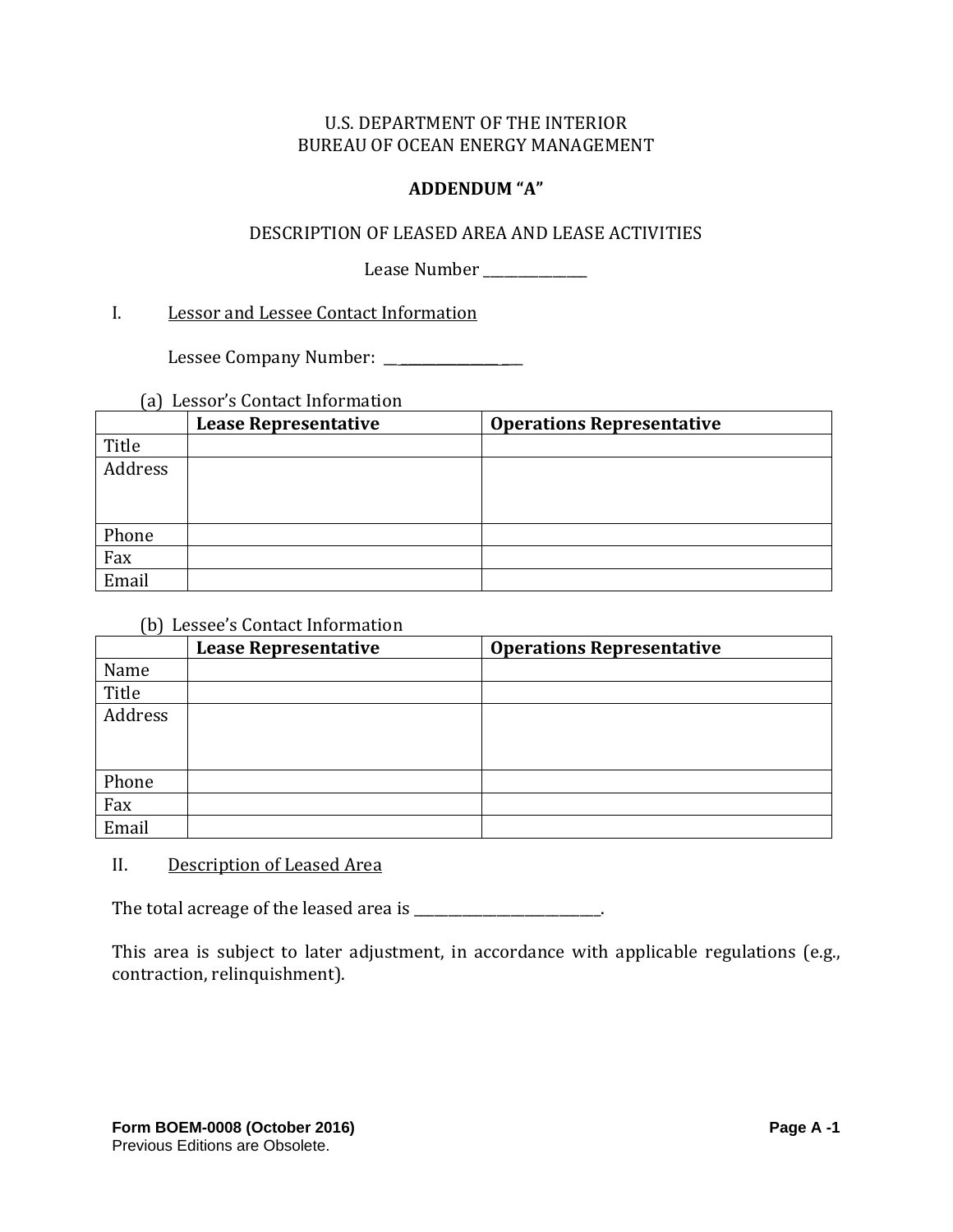U.S. DEPARTMENT OF THE INTERIOR
BUREAU OF OCEAN ENERGY MANAGEMENT

**ADDENDUM "A"**

DESCRIPTION OF LEASED AREA AND LEASE ACTIVITIES

Lease Number _______________

I. Lessor and Lessee Contact Information

Lessee Company Number: ___________________

(a) Lessor's Contact Information

| | **Lease Representative** | **Operations Representative** |
|---|---|---|
| Title | | |
| Address | | |
| Phone | | |
| Fax | | |
| Email | | |

(b) Lessee's Contact Information

| | **Lease Representative** | **Operations Representative** |
|---|---|---|
| Name | | |
| Title | | |
| Address | | |
| Phone | | |
| Fax | | |
| Email | | |

II. Description of Leased Area

The total acreage of the leased area is ___________________________.

This area is subject to later adjustment, in accordance with applicable regulations (e.g., contraction, relinquishment).

**Form BOEM-0008 (October 2016)**
Previous Editions are Obsolete.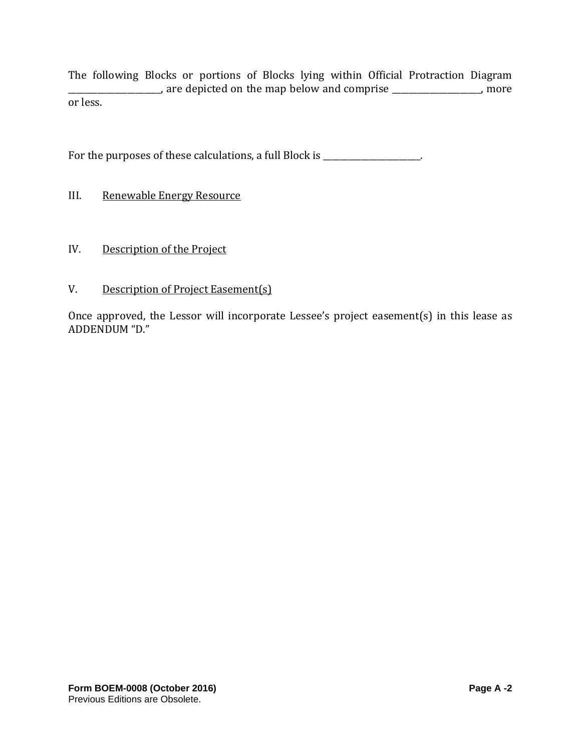The following Blocks or portions of Blocks lying within Official Protraction Diagram ______________________, are depicted on the map below and comprise ______________________, more or less.

For the purposes of these calculations, a full Block is ________________________.

III. Renewable Energy Resource

IV. Description of the Project

V. Description of Project Easement(s)

Once approved, the Lessor will incorporate Lessee's project easement(s) in this lease as ADDENDUM "D."

**Form BOEM-0008 (October 2016)**
Previous Editions are Obsolete.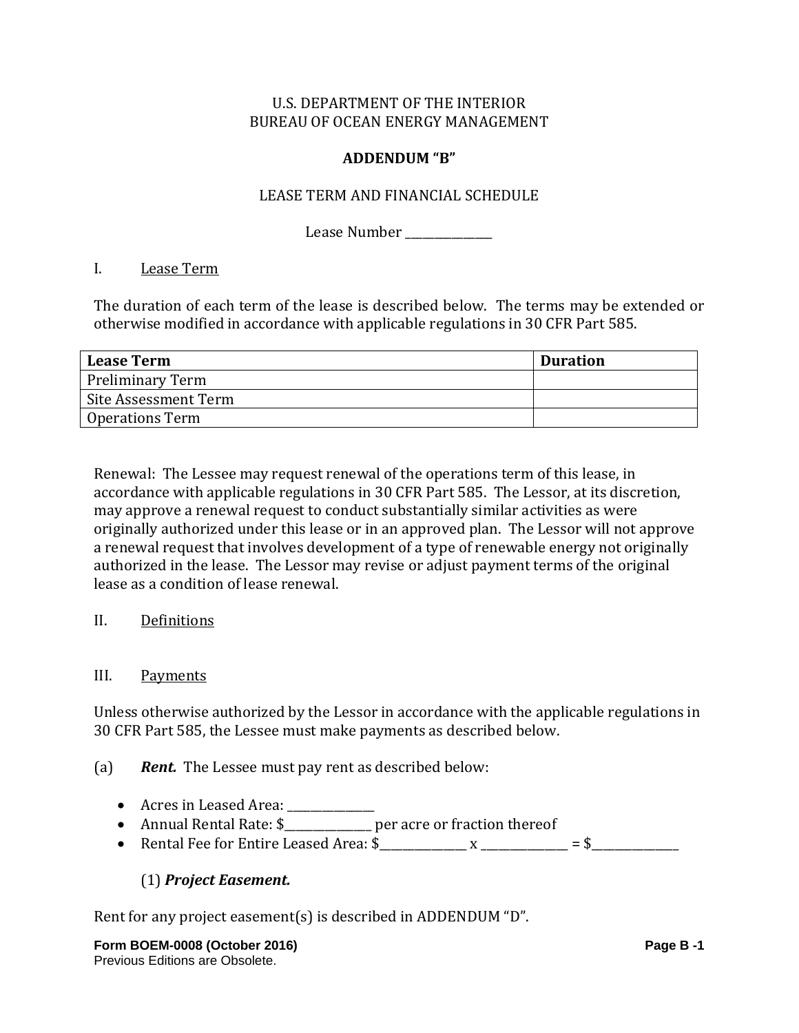U.S. DEPARTMENT OF THE INTERIOR
BUREAU OF OCEAN ENERGY MANAGEMENT

**ADDENDUM "B"**

LEASE TERM AND FINANCIAL SCHEDULE

Lease Number _______________

I. Lease Term

The duration of each term of the lease is described below. The terms may be extended or otherwise modified in accordance with applicable regulations in 30 CFR Part 585.

| **Lease Term** | **Duration** |
|---|---|
| Preliminary Term | |
| Site Assessment Term | |
| Operations Term | |

Renewal: The Lessee may request renewal of the operations term of this lease, in accordance with applicable regulations in 30 CFR Part 585. The Lessor, at its discretion, may approve a renewal request to conduct substantially similar activities as were originally authorized under this lease or in an approved plan. The Lessor will not approve a renewal request that involves development of a type of renewable energy not originally authorized in the lease. The Lessor may revise or adjust payment terms of the original lease as a condition of lease renewal.

II. Definitions

III. Payments

Unless otherwise authorized by the Lessor in accordance with the applicable regulations in 30 CFR Part 585, the Lessee must make payments as described below.

(a) ***Rent.*** The Lessee must pay rent as described below:

- Acres in Leased Area: _______________
- Annual Rental Rate: $_______________ per acre or fraction thereof
- Rental Fee for Entire Leased Area: $_______________ x _______________ = $_______________

(1) ***Project Easement.***

Rent for any project easement(s) is described in ADDENDUM "D".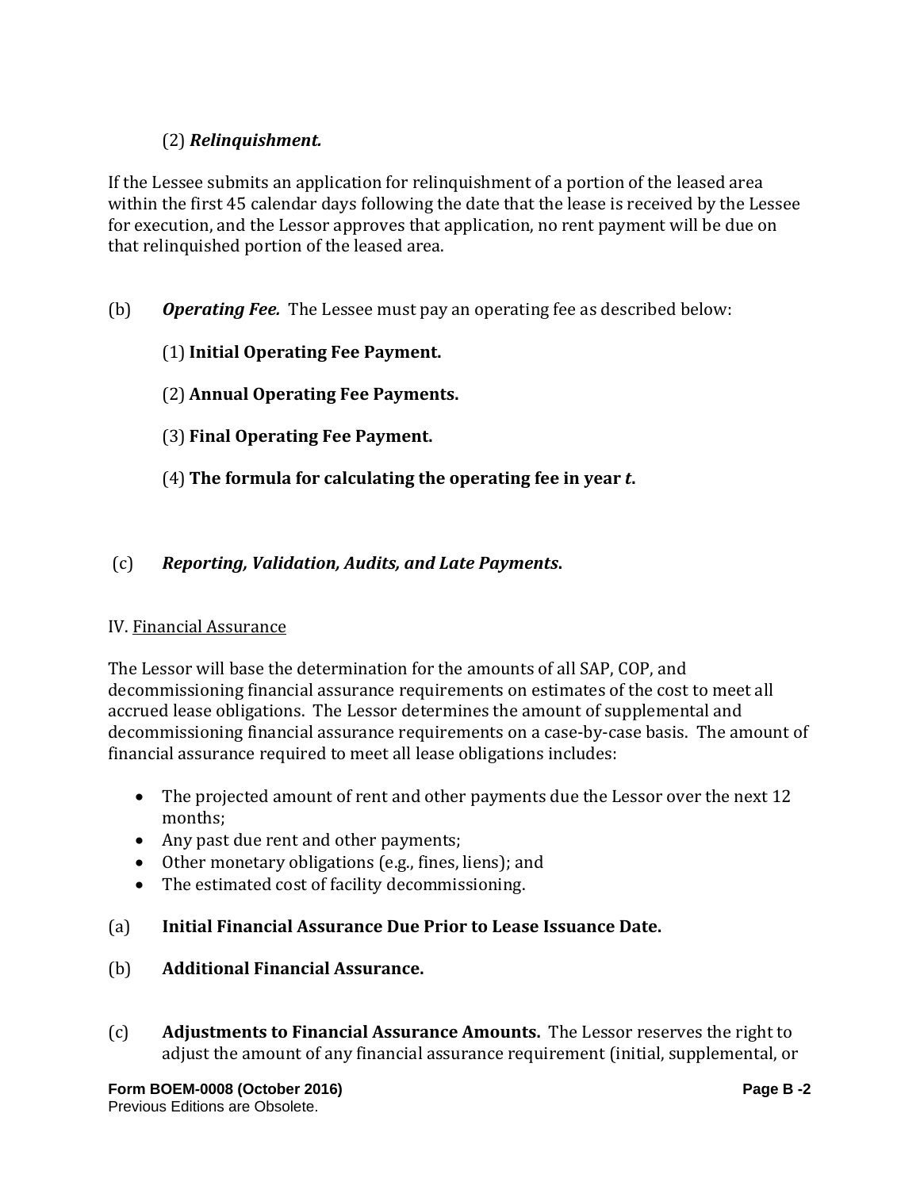(2) ***Relinquishment.***

If the Lessee submits an application for relinquishment of a portion of the leased area within the first 45 calendar days following the date that the lease is received by the Lessee for execution, and the Lessor approves that application, no rent payment will be due on that relinquished portion of the leased area.

(b) ***Operating Fee.*** The Lessee must pay an operating fee as described below:

(1) **Initial Operating Fee Payment.**

(2) **Annual Operating Fee Payments.**

(3) **Final Operating Fee Payment.**

(4) **The formula for calculating the operating fee in year *t*.**

(c) ***Reporting, Validation, Audits, and Late Payments*.**

IV. <u>Financial Assurance</u>

The Lessor will base the determination for the amounts of all SAP, COP, and decommissioning financial assurance requirements on estimates of the cost to meet all accrued lease obligations. The Lessor determines the amount of supplemental and decommissioning financial assurance requirements on a case-by-case basis. The amount of financial assurance required to meet all lease obligations includes:

- The projected amount of rent and other payments due the Lessor over the next 12 months;
- Any past due rent and other payments;
- Other monetary obligations (e.g., fines, liens); and
- The estimated cost of facility decommissioning.

(a) **Initial Financial Assurance Due Prior to Lease Issuance Date.**

(b) **Additional Financial Assurance.**

(c) **Adjustments to Financial Assurance Amounts.** The Lessor reserves the right to adjust the amount of any financial assurance requirement (initial, supplemental, or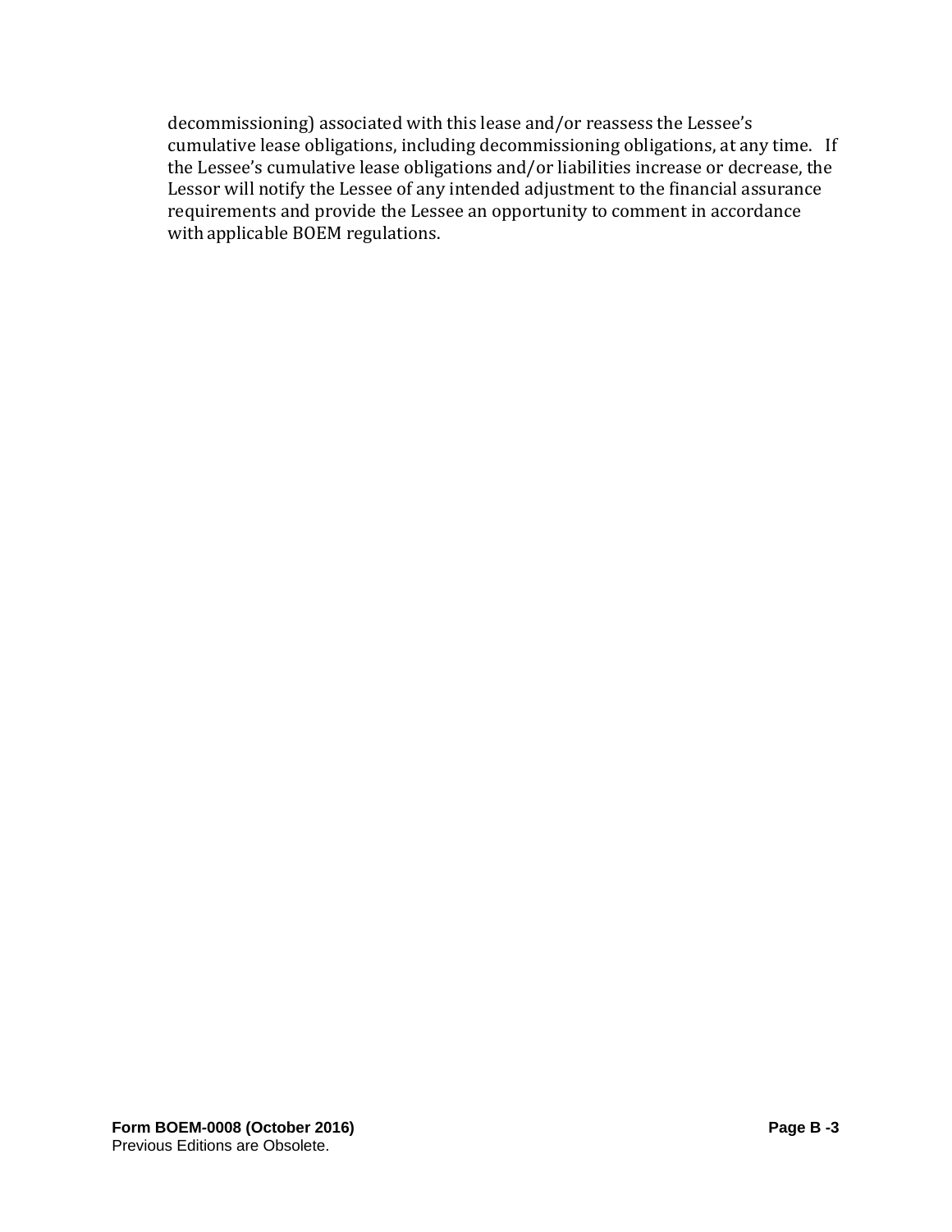decommissioning) associated with this lease and/or reassess the Lessee's cumulative lease obligations, including decommissioning obligations, at any time. If the Lessee's cumulative lease obligations and/or liabilities increase or decrease, the Lessor will notify the Lessee of any intended adjustment to the financial assurance requirements and provide the Lessee an opportunity to comment in accordance with applicable BOEM regulations.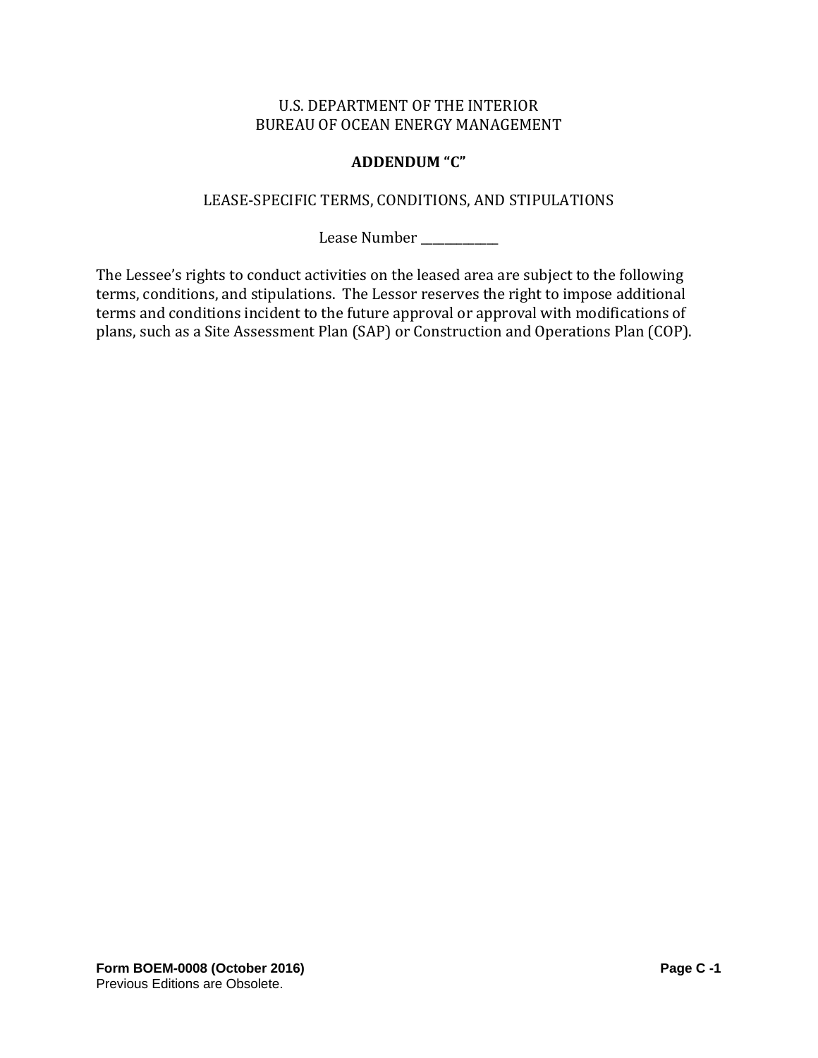U.S. DEPARTMENT OF THE INTERIOR
BUREAU OF OCEAN ENERGY MANAGEMENT

# ADDENDUM "C"

## LEASE-SPECIFIC TERMS, CONDITIONS, AND STIPULATIONS

Lease Number ____________

The Lessee's rights to conduct activities on the leased area are subject to the following terms, conditions, and stipulations. The Lessor reserves the right to impose additional terms and conditions incident to the future approval or approval with modifications of plans, such as a Site Assessment Plan (SAP) or Construction and Operations Plan (COP).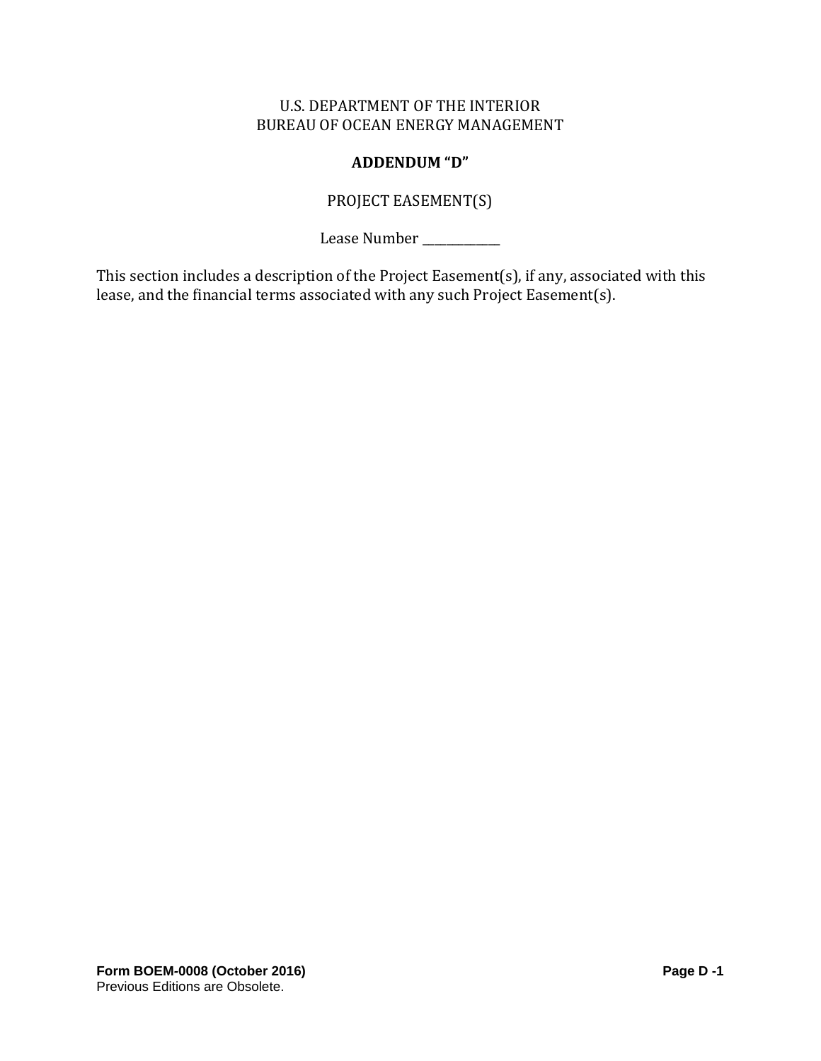U.S. DEPARTMENT OF THE INTERIOR
BUREAU OF OCEAN ENERGY MANAGEMENT

**ADDENDUM "D"**

PROJECT EASEMENT(S)

Lease Number ____________

This section includes a description of the Project Easement(s), if any, associated with this lease, and the financial terms associated with any such Project Easement(s).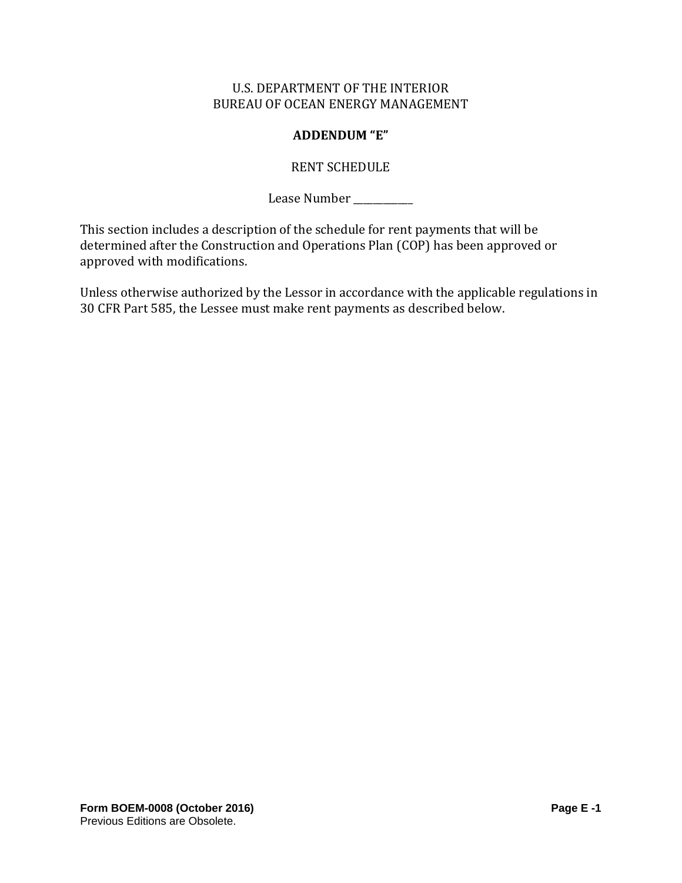U.S. DEPARTMENT OF THE INTERIOR
BUREAU OF OCEAN ENERGY MANAGEMENT

**ADDENDUM "E"**

RENT SCHEDULE

Lease Number ___________

This section includes a description of the schedule for rent payments that will be determined after the Construction and Operations Plan (COP) has been approved or approved with modifications.

Unless otherwise authorized by the Lessor in accordance with the applicable regulations in 30 CFR Part 585, the Lessee must make rent payments as described below.

**Form BOEM-0008 (October 2016)**
Previous Editions are Obsolete.